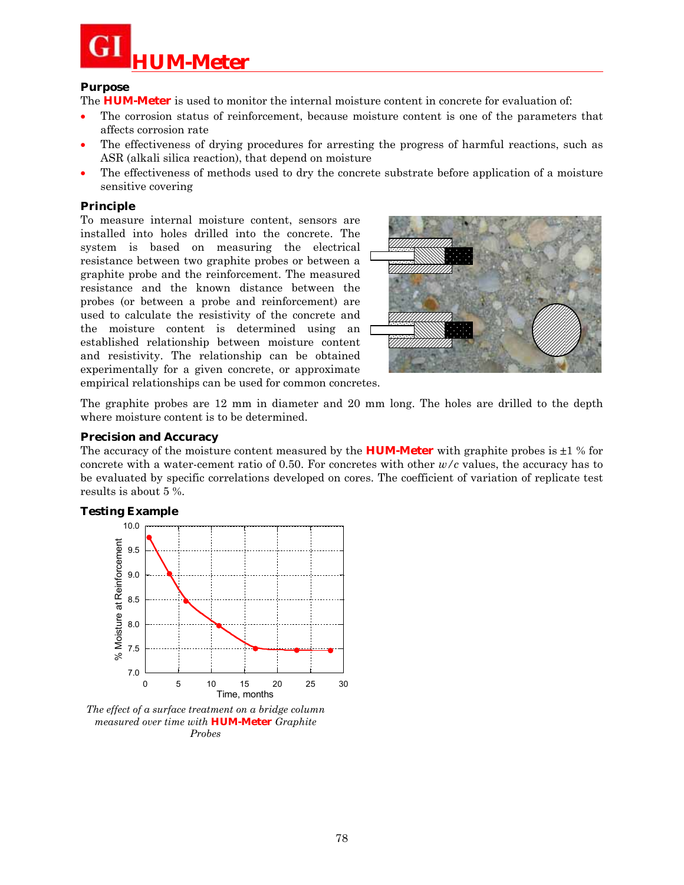# HUM-Meter

## Purpose

The **HUM-Meter** is used to monitor the internal moisture content in concrete for evaluation of:

- The corrosion status of reinforcement, because moisture content is one of the parameters that affects corrosion rate
- The effectiveness of drying procedures for arresting the progress of harmful reactions, such as ASR (alkali silica reaction), that depend on moisture
- The effectiveness of methods used to dry the concrete substrate before application of a moisture sensitive covering

## Principle

To measure internal moisture content, sensors are installed into holes drilled into the concrete. The system is based on measuring the electrical resistance between two graphite probes or between a graphite probe and the reinforcement. The measured resistance and the known distance between the probes (or between a probe and reinforcement) are used to calculate the resistivity of the concrete and the moisture content is determined using an established relationship between moisture content and resistivity. The relationship can be obtained experimentally for a given concrete, or approximate empirical relationships can be used for common concretes.

The graphite probes are 12 mm in diameter and 20 mm long. The holes are drilled to the depth where moisture content is to be determined.

## Precision and Accuracy

The accuracy of the moisture content measured by the **HUM-Meter** with graphite probes is ±1 % for concrete with a water-cement ratio of 0.50. For concretes with other $w/c$ values, the accuracy has to be evaluated by specific correlations developed on cores. The coefficient of variation of replicate test results is about 5 %.

## Testing Example

*The effect of a surface treatment on a bridge column measured over time with* **HUM-Meter** *Graphite Probes*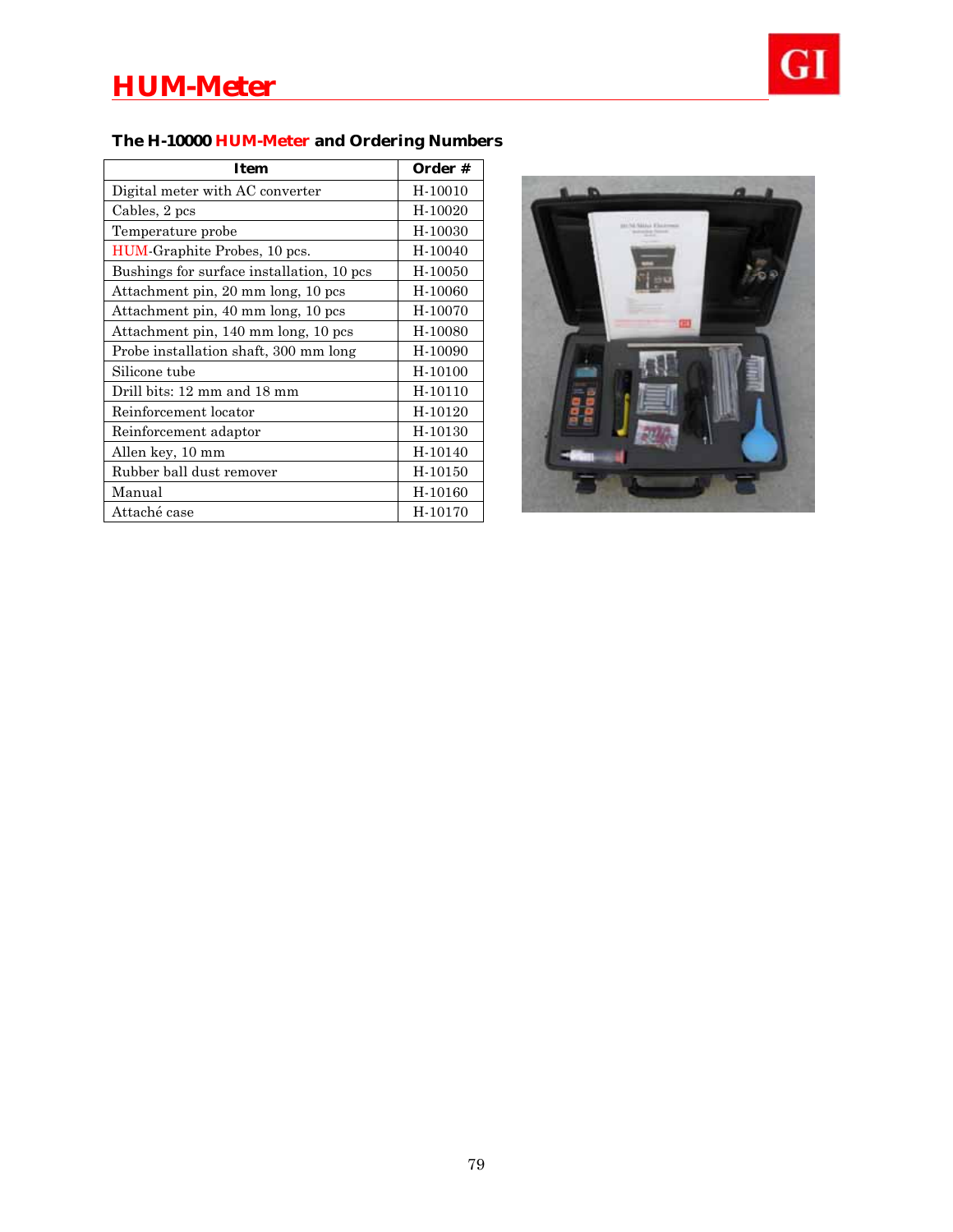# HUM-Meter

### The H-10000 HUM-Meter and Ordering Numbers

| Item | Order # |
|---|---|
| Digital meter with AC converter | H-10010 |
| Cables, 2 pcs | H-10020 |
| Temperature probe | H-10030 |
| HUM-Graphite Probes, 10 pcs. | H-10040 |
| Bushings for surface installation, 10 pcs | H-10050 |
| Attachment pin, 20 mm long, 10 pcs | H-10060 |
| Attachment pin, 40 mm long, 10 pcs | H-10070 |
| Attachment pin, 140 mm long, 10 pcs | H-10080 |
| Probe installation shaft, 300 mm long | H-10090 |
| Silicone tube | H-10100 |
| Drill bits: 12 mm and 18 mm | H-10110 |
| Reinforcement locator | H-10120 |
| Reinforcement adaptor | H-10130 |
| Allen key, 10 mm | H-10140 |
| Rubber ball dust remover | H-10150 |
| Manual | H-10160 |
| Attaché case | H-10170 |